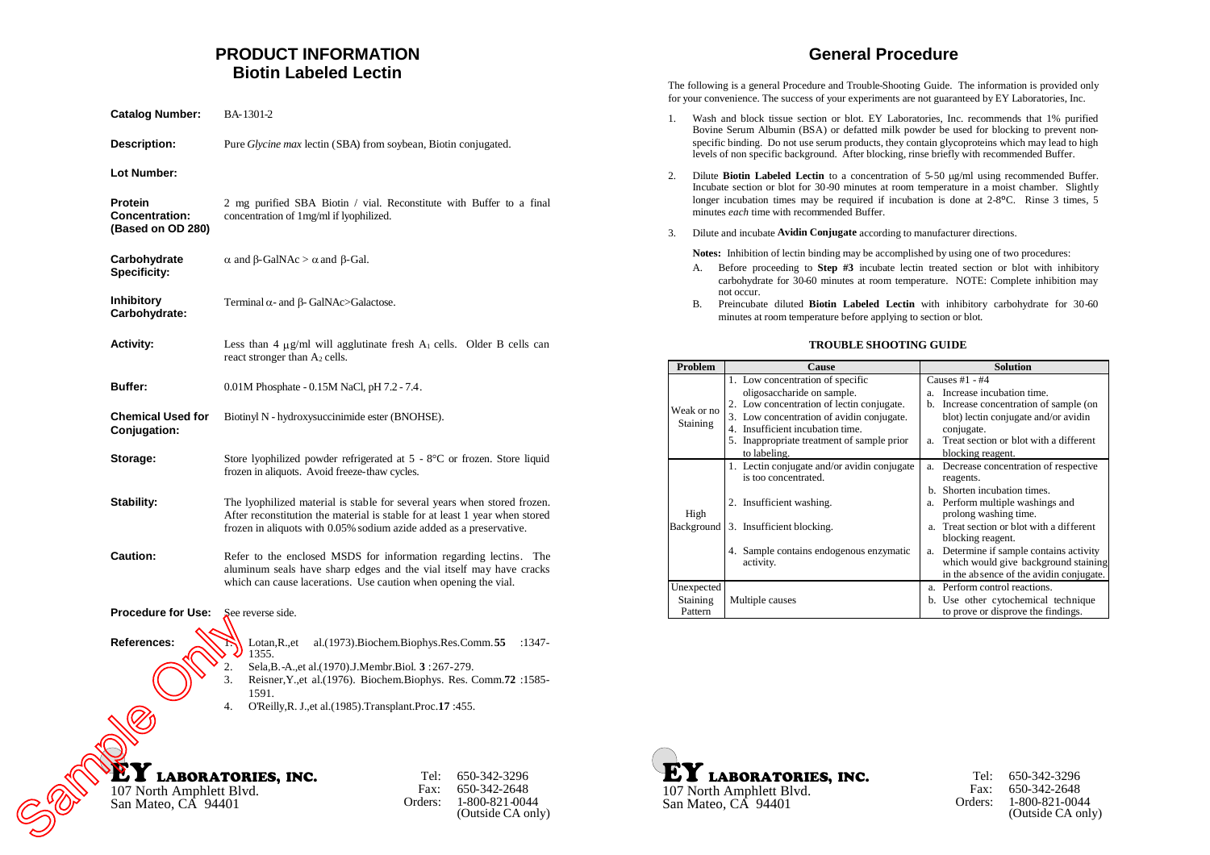# PRODUCT INFORMATION
## Biotin Labeled Lectin

**Catalog Number:** BA-1301-2

**Description:** Pure *Glycine max* lectin (SBA) from soybean, Biotin conjugated.

**Lot Number:**

**Protein Concentration: (Based on OD 280)** 2 mg purified SBA Biotin / vial. Reconstitute with Buffer to a final concentration of 1mg/ml if lyophilized.

**Carbohydrate Specificity:** α and β-GalNAc > α and β-Gal.

**Inhibitory Carbohydrate:** Terminal α- and β- GalNAc>Galactose.

**Activity:** Less than 4 µg/ml will agglutinate fresh $A_1$ cells. Older B cells can react stronger than $A_2$ cells.

**Buffer:** 0.01M Phosphate - 0.15M NaCl, pH 7.2 - 7.4.

**Chemical Used for Conjugation:** Biotinyl N - hydroxysuccinimide ester (BNOHSE).

**Storage:** Store lyophilized powder refrigerated at 5 - 8°C or frozen. Store liquid frozen in aliquots. Avoid freeze-thaw cycles.

**Stability:** The lyophilized material is stable for several years when stored frozen. After reconstitution the material is stable for at least 1 year when stored frozen in aliquots with 0.05% sodium azide added as a preservative.

**Caution:** Refer to the enclosed MSDS for information regarding lectins. The aluminum seals have sharp edges and the vial itself may have cracks which can cause lacerations. Use caution when opening the vial.

**Procedure for Use:** See reverse side.

**References:**

1. Lotan,R.,et al.(1973).Biochem.Biophys.Res.Comm.**55** :1347-1355.
2. Sela,B.-A.,et al.(1970).J.Membr.Biol. **3** :267-279.
3. Reisner,Y.,et al.(1976). Biochem.Biophys. Res. Comm.**72** :1585-1591.
4. O'Reilly,R. J.,et al.(1985).Transplant.Proc.**17** :455.

Sample Only

**EY LABORATORIES, INC.**
107 North Amphlett Blvd.
San Mateo, CA 94401

Tel: 650-342-3296
Fax: 650-342-2648
Orders: 1-800-821-0044 (Outside CA only)

# General Procedure

The following is a general Procedure and Trouble-Shooting Guide. The information is provided only for your convenience. The success of your experiments are not guaranteed by EY Laboratories, Inc.

1. Wash and block tissue section or blot. EY Laboratories, Inc. recommends that 1% purified Bovine Serum Albumin (BSA) or defatted milk powder be used for blocking to prevent non-specific binding. Do not use serum products, they contain glycoproteins which may lead to high levels of non specific background. After blocking, rinse briefly with recommended Buffer.
2. Dilute **Biotin Labeled Lectin** to a concentration of 5-50 µg/ml using recommended Buffer. Incubate section or blot for 30-90 minutes at room temperature in a moist chamber. Slightly longer incubation times may be required if incubation is done at 2-8°C. Rinse 3 times, 5 minutes *each* time with recommended Buffer.
3. Dilute and incubate **Avidin Conjugate** according to manufacturer directions.

**Notes:** Inhibition of lectin binding may be accomplished by using one of two procedures:

A. Before proceeding to **Step #3** incubate lectin treated section or blot with inhibitory carbohydrate for 30-60 minutes at room temperature. NOTE: Complete inhibition may not occur.

B. Preincubate diluted **Biotin Labeled Lectin** with inhibitory carbohydrate for 30-60 minutes at room temperature before applying to section or blot.

### TROUBLE SHOOTING GUIDE

| Problem | Cause | Solution |
|---|---|---|
| Weak or no Staining | 1. Low concentration of specific oligosaccharide on sample.<br>2. Low concentration of lectin conjugate.<br>3. Low concentration of avidin conjugate.<br>4. Insufficient incubation time.<br>5. Inappropriate treatment of sample prior to labeling. | Causes #1 - #4<br>a. Increase incubation time.<br>b. Increase concentration of sample (on blot) lectin conjugate and/or avidin conjugate.<br>a. Treat section or blot with a different blocking reagent. |
| High Background | 1. Lectin conjugate and/or avidin conjugate is too concentrated. | a. Decrease concentration of respective reagents.<br>b. Shorten incubation times. |
| | 2. Insufficient washing. | a. Perform multiple washings and prolong washing time. |
| | 3. Insufficient blocking. | a. Treat section or blot with a different blocking reagent. |
| | 4. Sample contains endogenous enzymatic activity. | a. Determine if sample contains activity which would give background staining in the absence of the avidin conjugate. |
| Unexpected Staining Pattern | Multiple causes | a. Perform control reactions.<br>b. Use other cytochemical technique to prove or disprove the findings. |

**EY LABORATORIES, INC.**
107 North Amphlett Blvd.
San Mateo, CA 94401

Tel: 650-342-3296
Fax: 650-342-2648
Orders: 1-800-821-0044 (Outside CA only)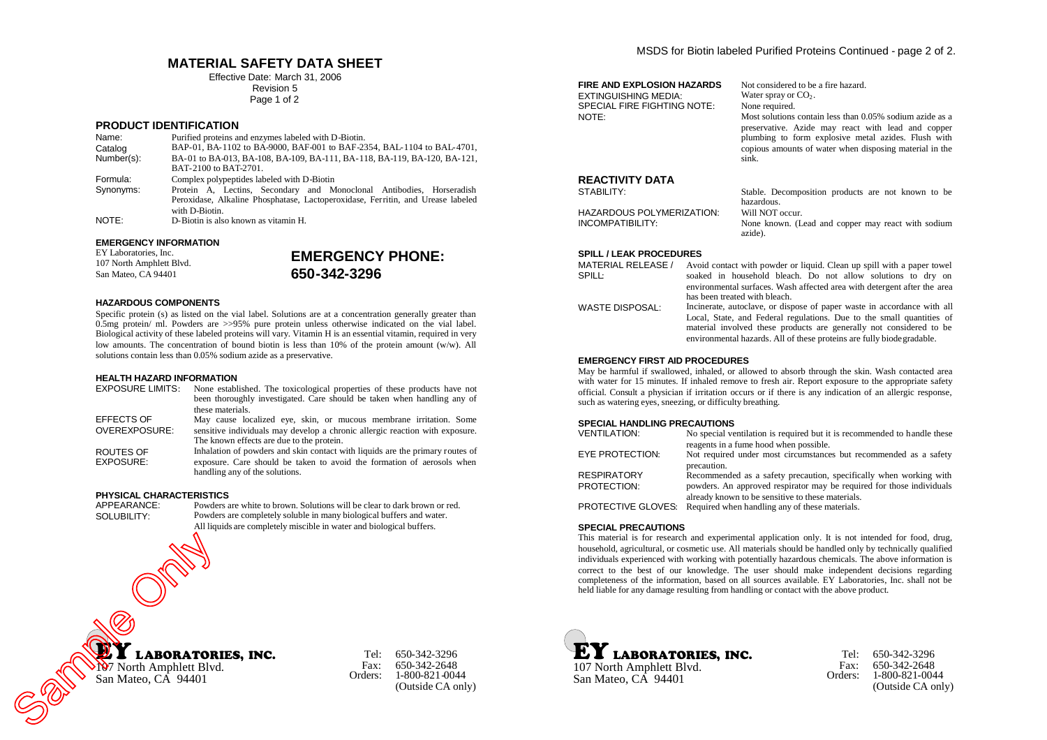# MATERIAL SAFETY DATA SHEET

Effective Date: March 31, 2006
Revision 5

## PRODUCT IDENTIFICATION

| | |
|---|---|
| Name: | Purified proteins and enzymes labeled with D-Biotin. |
| Catalog Number(s): | BAP-01, BA-1102 to BA-9000, BAF-001 to BAF-2354, BAL-1104 to BAL-4701, BA-01 to BA-013, BA-108, BA-109, BA-111, BA-118, BA-119, BA-120, BA-121, BAT-2100 to BAT-2701. |
| Formula: | Complex polypeptides labeled with D-Biotin |
| Synonyms: | Protein A, Lectins, Secondary and Monoclonal Antibodies, Horseradish Peroxidase, Alkaline Phosphatase, Lactoperoxidase, Ferritin, and Urease labeled with D-Biotin. |
| NOTE: | D-Biotin is also known as vitamin H. |

### EMERGENCY INFORMATION

EY Laboratories, Inc.
107 North Amphlett Blvd.
San Mateo, CA 94401

**EMERGENCY PHONE: 650-342-3296**

### HAZARDOUS COMPONENTS

Specific protein (s) as listed on the vial label. Solutions are at a concentration generally greater than 0.5mg protein/ ml. Powders are >>95% pure protein unless otherwise indicated on the vial label. Biological activity of these labeled proteins will vary. Vitamin H is an essential vitamin, required in very low amounts. The concentration of bound biotin is less than 10% of the protein amount (w/w). All solutions contain less than 0.05% sodium azide as a preservative.

### HEALTH HAZARD INFORMATION

| | |
|---|---|
| EXPOSURE LIMITS: | None established. The toxicological properties of these products have not been thoroughly investigated. Care should be taken when handling any of these materials. |
| EFFECTS OF OVEREXPOSURE: | May cause localized eye, skin, or mucous membrane irritation. Some sensitive individuals may develop a chronic allergic reaction with exposure. The known effects are due to the protein. |
| ROUTES OF EXPOSURE: | Inhalation of powders and skin contact with liquids are the primary routes of exposure. Care should be taken to avoid the formation of aerosols when handling any of the solutions. |

### PHYSICAL CHARACTERISTICS

| | |
|---|---|
| APPEARANCE: | Powders are white to brown. Solutions will be clear to dark brown or red. |
| SOLUBILITY: | Powders are completely soluble in many biological buffers and water. All liquids are completely miscible in water and biological buffers. |

Sample Only

**EY LABORATORIES, INC.**
107 North Amphlett Blvd.
San Mateo, CA 94401

Tel: 650-342-3296
Fax: 650-342-2648
Orders: 1-800-821-0044 (Outside CA only)

MSDS for Biotin labeled Purified Proteins Continued - page 2 of 2.

### FIRE AND EXPLOSION HAZARDS

| | |
|---|---|
| FIRE AND EXPLOSION HAZARDS | Not considered to be a fire hazard. |
| EXTINGUISHING MEDIA: | Water spray or $CO_2$. |
| SPECIAL FIRE FIGHTING NOTE: | None required. |
| NOTE: | Most solutions contain less than 0.05% sodium azide as a preservative. Azide may react with lead and copper plumbing to form explosive metal azides. Flush with copious amounts of water when disposing material in the sink. |

## REACTIVITY DATA

| | |
|---|---|
| STABILITY: | Stable. Decomposition products are not known to be hazardous. |
| HAZARDOUS POLYMERIZATION: | Will NOT occur. |
| INCOMPATIBILITY: | None known. (Lead and copper may react with sodium azide). |

### SPILL / LEAK PROCEDURES

| | |
|---|---|
| MATERIAL RELEASE / SPILL: | Avoid contact with powder or liquid. Clean up spill with a paper towel soaked in household bleach. Do not allow solutions to dry on environmental surfaces. Wash affected area with detergent after the area has been treated with bleach. |
| WASTE DISPOSAL: | Incinerate, autoclave, or dispose of paper waste in accordance with all Local, State, and Federal regulations. Due to the small quantities of material involved these products are generally not considered to be environmental hazards. All of these proteins are fully biodegradable. |

### EMERGENCY FIRST AID PROCEDURES

May be harmful if swallowed, inhaled, or allowed to absorb through the skin. Wash contacted area with water for 15 minutes. If inhaled remove to fresh air. Report exposure to the appropriate safety official. Consult a physician if irritation occurs or if there is any indication of an allergic response, such as watering eyes, sneezing, or difficulty breathing.

### SPECIAL HANDLING PRECAUTIONS

| | |
|---|---|
| VENTILATION: | No special ventilation is required but it is recommended to handle these reagents in a fume hood when possible. |
| EYE PROTECTION: | Not required under most circumstances but recommended as a safety precaution. |
| RESPIRATORY PROTECTION: | Recommended as a safety precaution, specifically when working with powders. An approved respirator may be required for those individuals already known to be sensitive to these materials. |
| PROTECTIVE GLOVES: | Required when handling any of these materials. |

### SPECIAL PRECAUTIONS

This material is for research and experimental application only. It is not intended for food, drug, household, agricultural, or cosmetic use. All materials should be handled only by technically qualified individuals experienced with working with potentially hazardous chemicals. The above information is correct to the best of our knowledge. The user should make independent decisions regarding completeness of the information, based on all sources available. EY Laboratories, Inc. shall not be held liable for any damage resulting from handling or contact with the above product.

**EY LABORATORIES, INC.**
107 North Amphlett Blvd.
San Mateo, CA 94401

Tel: 650-342-3296
Fax: 650-342-2648
Orders: 1-800-821-0044 (Outside CA only)